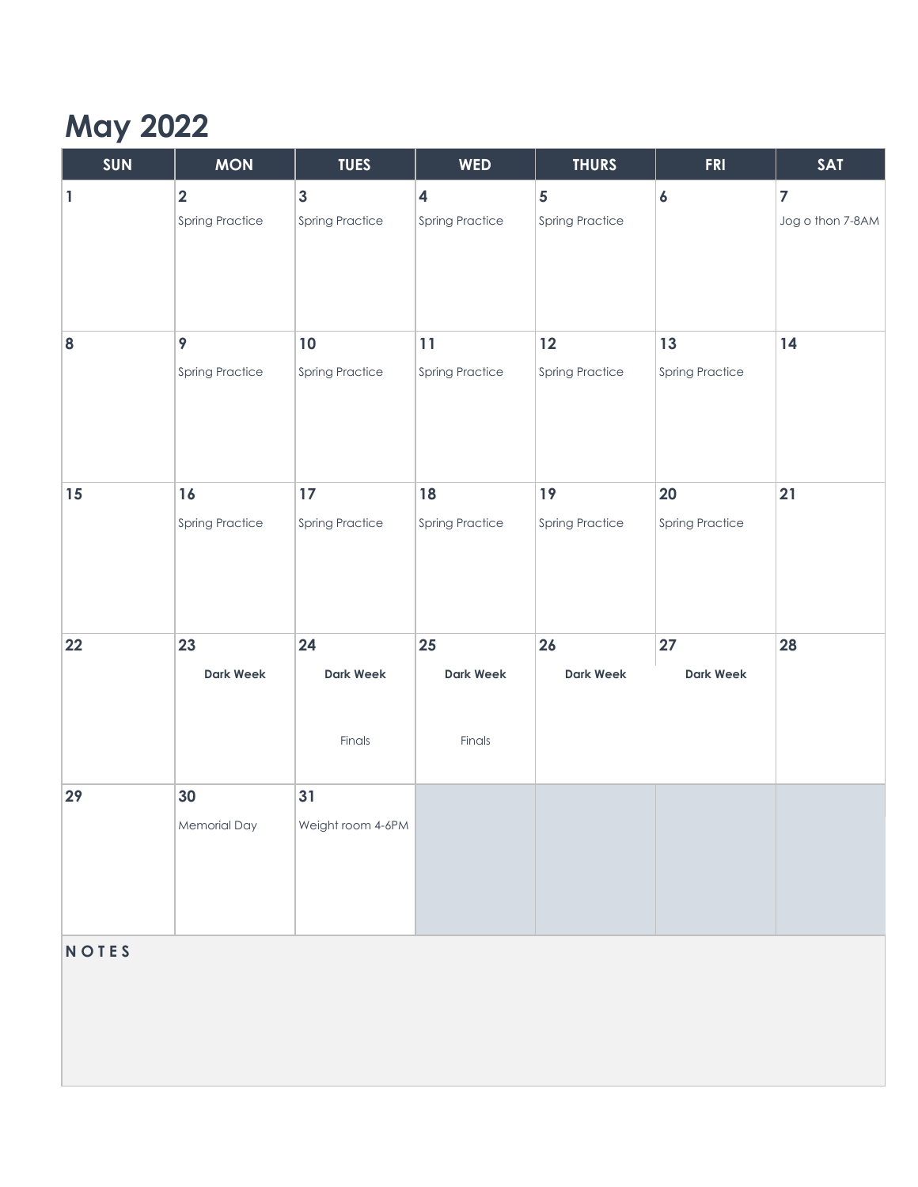# May 2022

| SUN | MON | TUES | WED | THURS | FRI | SAT |
|---|---|---|---|---|---|---|
| 1 | 2<br>Spring Practice | 3<br>Spring Practice | 4<br>Spring Practice | 5<br>Spring Practice | 6 | 7<br>Jog o thon 7-8AM |
| 8 | 9<br>Spring Practice | 10<br>Spring Practice | 11<br>Spring Practice | 12<br>Spring Practice | 13<br>Spring Practice | 14 |
| 15 | 16<br>Spring Practice | 17<br>Spring Practice | 18<br>Spring Practice | 19<br>Spring Practice | 20<br>Spring Practice | 21 |
| 22 | 23<br>**Dark Week** | 24<br>**Dark Week**<br>Finals | 25<br>**Dark Week**<br>Finals | 26<br>**Dark Week** | 27<br>**Dark Week** | 28 |
| 29 | 30<br>Memorial Day | 31<br>Weight room 4-6PM | | | | |

**NOTES**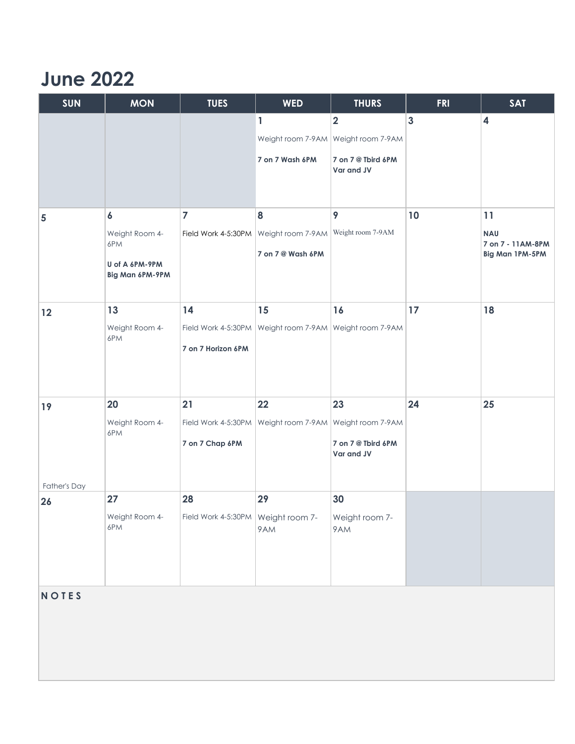# June 2022

| SUN | MON | TUES | WED | THURS | FRI | SAT |
|---|---|---|---|---|---|---|
| | | | 1<br>Weight room 7-9AM<br>**7 on 7 Wash 6PM** | 2<br>Weight room 7-9AM<br>**7 on 7 @ Tbird 6PM Var and JV** | 3 | 4 |
| 5 | 6<br>Weight Room 4-6PM<br>**U of A 6PM-9PM**<br>**Big Man 6PM-9PM** | 7<br>Field Work 4-5:30PM | 8<br>Weight room 7-9AM<br>**7 on 7 @ Wash 6PM** | 9<br>Weight room 7-9AM | 10 | 11<br>**NAU**<br>**7 on 7 - 11AM-8PM**<br>**Big Man 1PM-5PM** |
| 12 | 13<br>Weight Room 4-6PM | 14<br>Field Work 4-5:30PM<br>**7 on 7 Horizon 6PM** | 15<br>Weight room 7-9AM | 16<br>Weight room 7-9AM | 17 | 18 |
| 19<br>Father's Day | 20<br>Weight Room 4-6PM | 21<br>Field Work 4-5:30PM<br>**7 on 7 Chap 6PM** | 22<br>Weight room 7-9AM | 23<br>Weight room 7-9AM<br>**7 on 7 @ Tbird 6PM Var and JV** | 24 | 25 |
| 26 | 27<br>Weight Room 4-6PM | 28<br>Field Work 4-5:30PM | 29<br>Weight room 7-9AM | 30<br>Weight room 7-9AM | | |

**NOTES**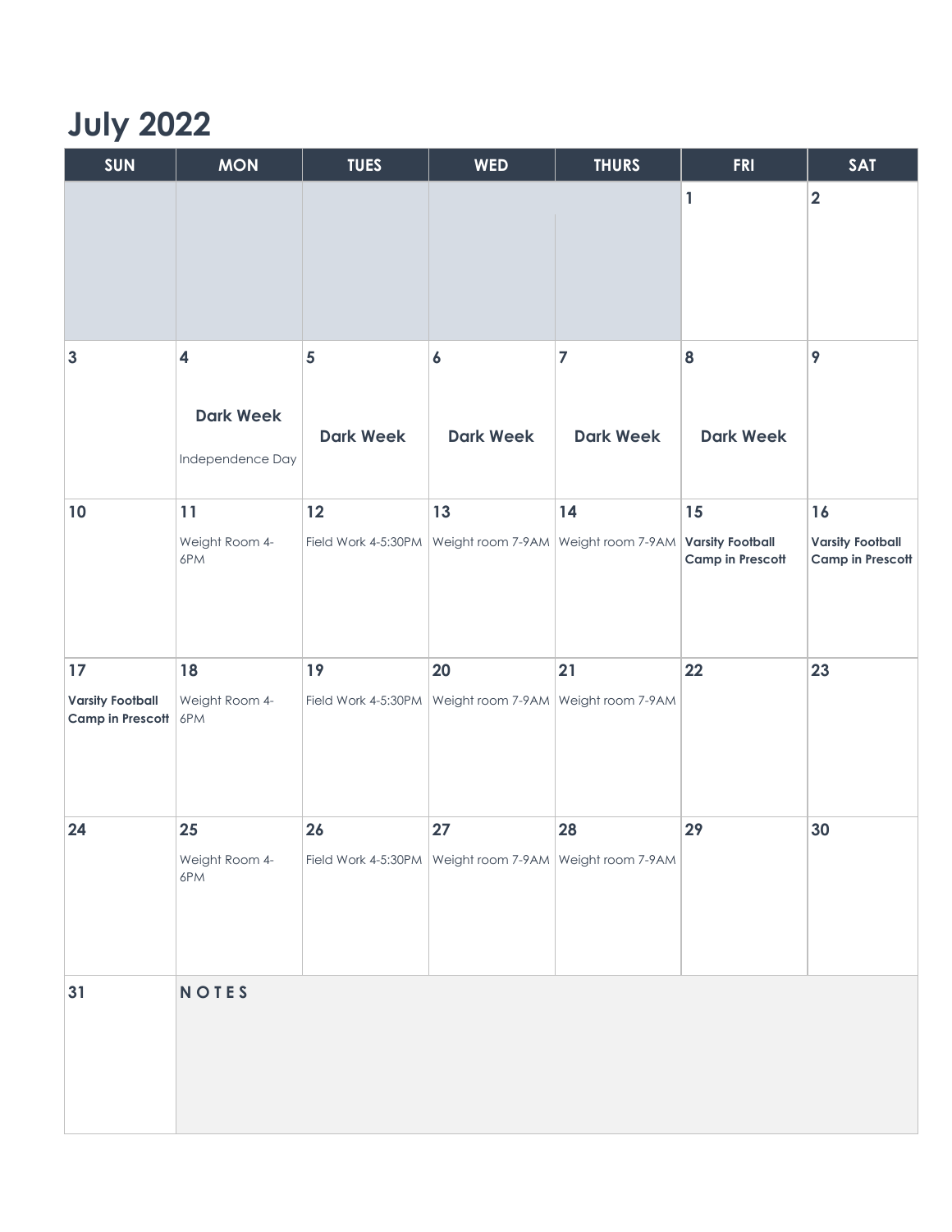# July 2022

| SUN | MON | TUES | WED | THURS | FRI | SAT |
|---|---|---|---|---|---|---|
| | | | | | 1 | 2 |
| 3 | 4<br>**Dark Week**<br>Independence Day | 5<br>**Dark Week** | 6<br>**Dark Week** | 7<br>**Dark Week** | 8<br>**Dark Week** | 9 |
| 10 | 11<br>Weight Room 4-6PM | 12<br>Field Work 4-5:30PM | 13<br>Weight room 7-9AM | 14<br>Weight room 7-9AM | 15<br>**Varsity Football Camp in Prescott** | 16<br>**Varsity Football Camp in Prescott** |
| 17<br>**Varsity Football Camp in Prescott** | 18<br>Weight Room 4-6PM | 19<br>Field Work 4-5:30PM | 20<br>Weight room 7-9AM | 21<br>Weight room 7-9AM | 22 | 23 |
| 24 | 25<br>Weight Room 4-6PM | 26<br>Field Work 4-5:30PM | 27<br>Weight room 7-9AM | 28<br>Weight room 7-9AM | 29 | 30 |
| 31 | **NOTES** | | | | | |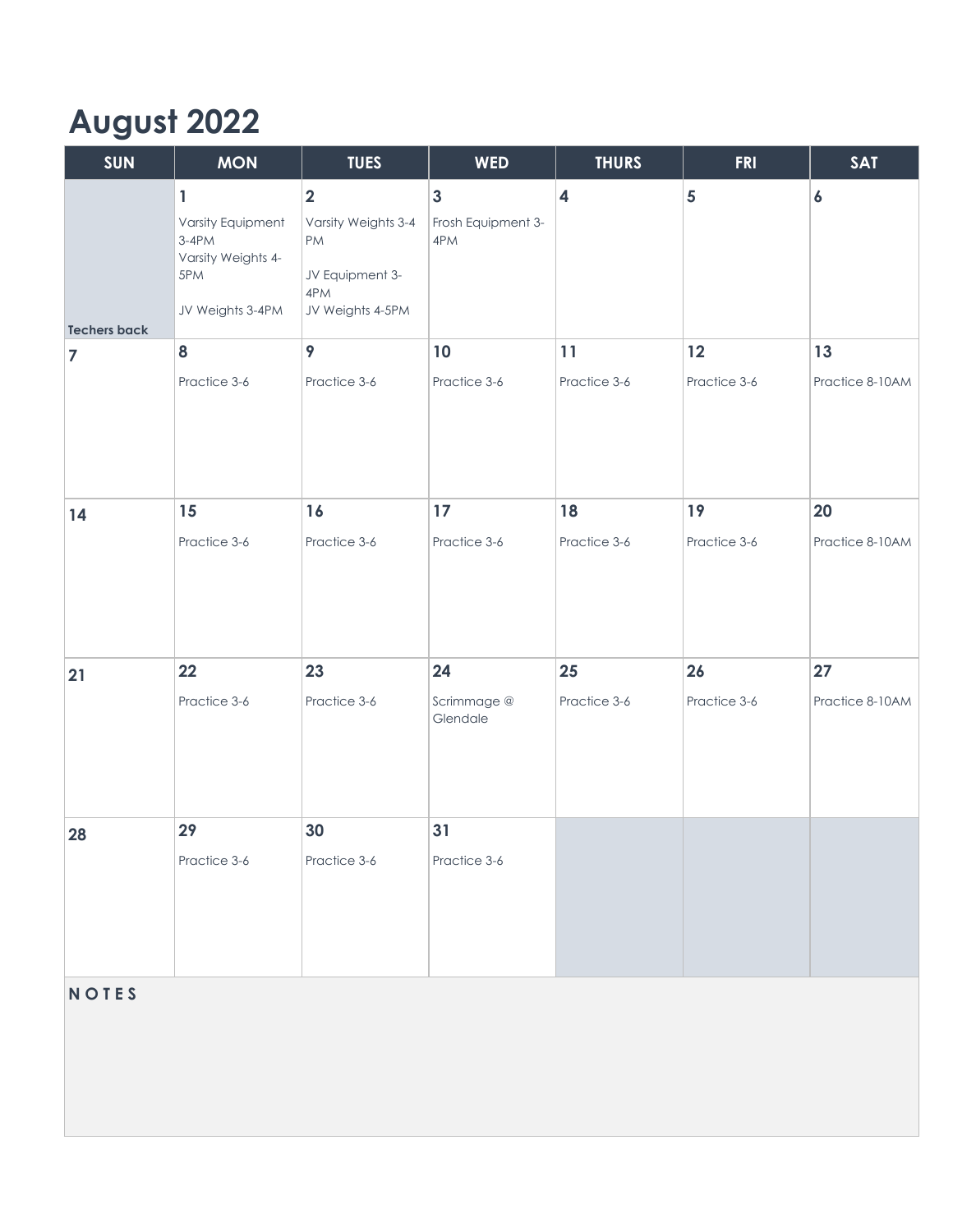# August 2022

| SUN | MON | TUES | WED | THURS | FRI | SAT |
|---|---|---|---|---|---|---|
| Techers back | 1<br>Varsity Equipment 3-4PM<br>Varsity Weights 4-5PM<br><br>JV Weights 3-4PM | 2<br>Varsity Weights 3-4 PM<br><br>JV Equipment 3-4PM<br>JV Weights 4-5PM | 3<br>Frosh Equipment 3-4PM | 4 | 5 | 6 |
| 7 | 8<br>Practice 3-6 | 9<br>Practice 3-6 | 10<br>Practice 3-6 | 11<br>Practice 3-6 | 12<br>Practice 3-6 | 13<br>Practice 8-10AM |
| 14 | 15<br>Practice 3-6 | 16<br>Practice 3-6 | 17<br>Practice 3-6 | 18<br>Practice 3-6 | 19<br>Practice 3-6 | 20<br>Practice 8-10AM |
| 21 | 22<br>Practice 3-6 | 23<br>Practice 3-6 | 24<br>Scrimmage @ Glendale | 25<br>Practice 3-6 | 26<br>Practice 3-6 | 27<br>Practice 8-10AM |
| 28 | 29<br>Practice 3-6 | 30<br>Practice 3-6 | 31<br>Practice 3-6 | | | |

**NOTES**